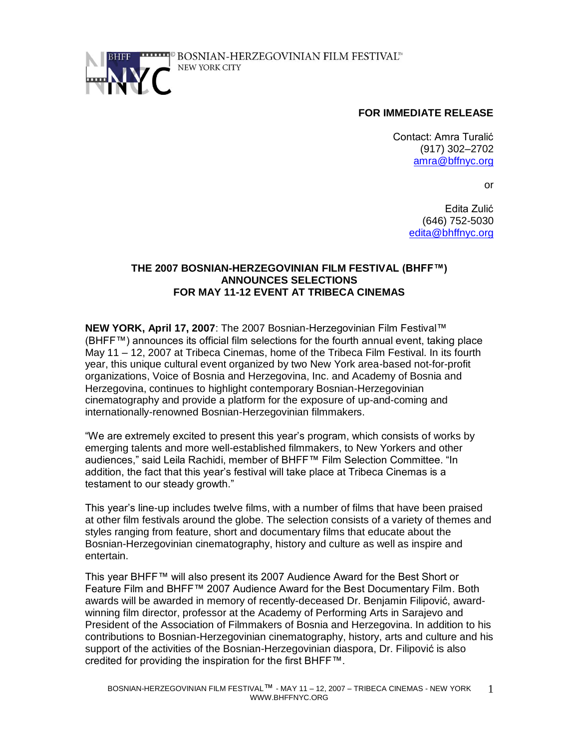BHFF NYC © BOSNIAN-HERZEGOVINIAN FILM FESTIVAL™
NEW YORK CITY

**FOR IMMEDIATE RELEASE**

Contact: Amra Turalić
(917) 302–2702
amra@bffnyc.org

or

Edita Zulić
(646) 752-5030
edita@bhffnyc.org

**THE 2007 BOSNIAN-HERZEGOVINIAN FILM FESTIVAL (BHFF™) ANNOUNCES SELECTIONS FOR MAY 11-12 EVENT AT TRIBECA CINEMAS**

**NEW YORK, April 17, 2007**: The 2007 Bosnian-Herzegovinian Film Festival™ (BHFF™) announces its official film selections for the fourth annual event, taking place May 11 – 12, 2007 at Tribeca Cinemas, home of the Tribeca Film Festival. In its fourth year, this unique cultural event organized by two New York area-based not-for-profit organizations, Voice of Bosnia and Herzegovina, Inc. and Academy of Bosnia and Herzegovina, continues to highlight contemporary Bosnian-Herzegovinian cinematography and provide a platform for the exposure of up-and-coming and internationally-renowned Bosnian-Herzegovinian filmmakers.

"We are extremely excited to present this year's program, which consists of works by emerging talents and more well-established filmmakers, to New Yorkers and other audiences," said Leila Rachidi, member of BHFF™ Film Selection Committee. "In addition, the fact that this year's festival will take place at Tribeca Cinemas is a testament to our steady growth."

This year's line-up includes twelve films, with a number of films that have been praised at other film festivals around the globe. The selection consists of a variety of themes and styles ranging from feature, short and documentary films that educate about the Bosnian-Herzegovinian cinematography, history and culture as well as inspire and entertain.

This year BHFF™ will also present its 2007 Audience Award for the Best Short or Feature Film and BHFF™ 2007 Audience Award for the Best Documentary Film. Both awards will be awarded in memory of recently-deceased Dr. Benjamin Filipović, award-winning film director, professor at the Academy of Performing Arts in Sarajevo and President of the Association of Filmmakers of Bosnia and Herzegovina. In addition to his contributions to Bosnian-Herzegovinian cinematography, history, arts and culture and his support of the activities of the Bosnian-Herzegovinian diaspora, Dr. Filipović is also credited for providing the inspiration for the first BHFF™.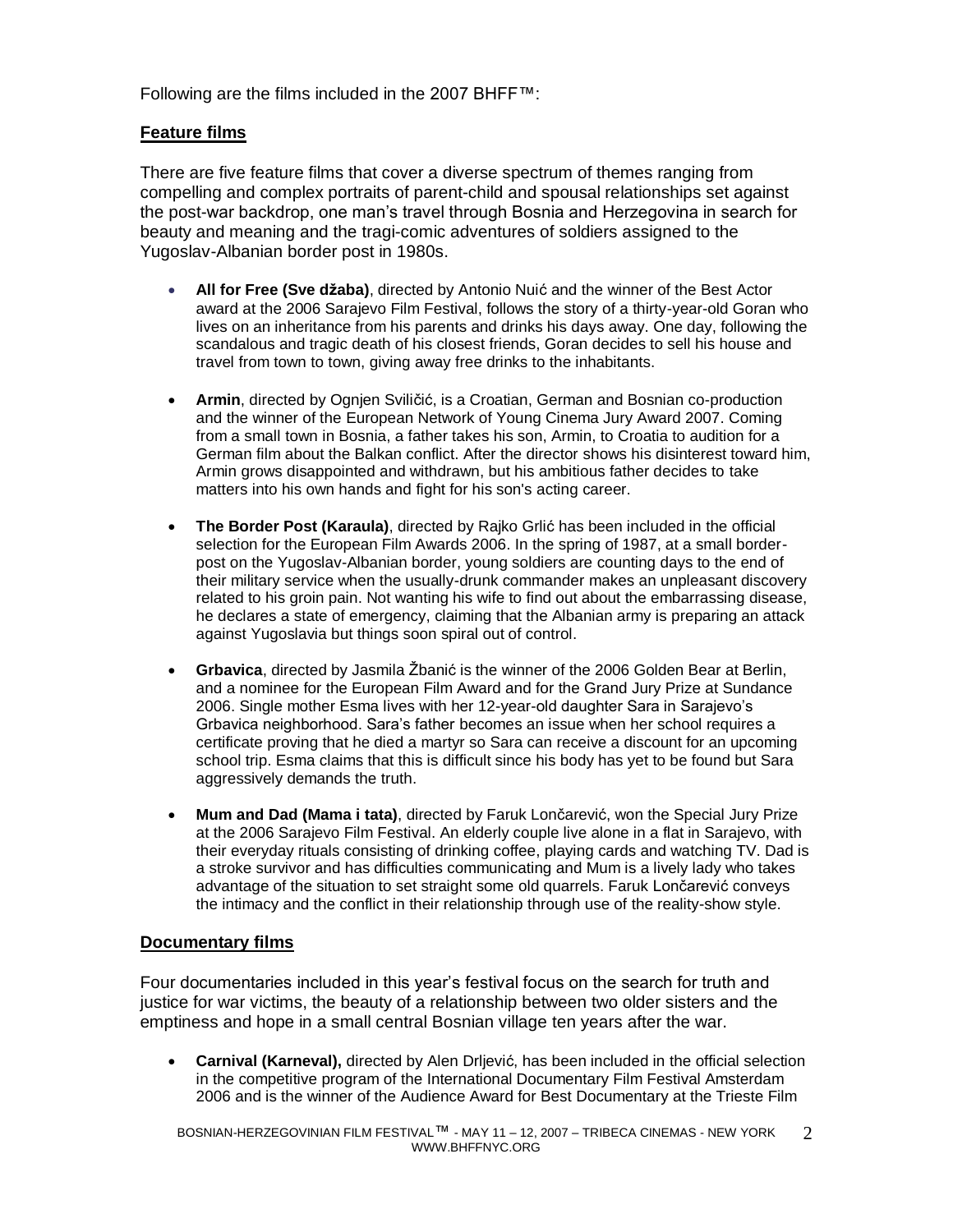Following are the films included in the 2007 BHFF™:

## Feature films

There are five feature films that cover a diverse spectrum of themes ranging from compelling and complex portraits of parent-child and spousal relationships set against the post-war backdrop, one man's travel through Bosnia and Herzegovina in search for beauty and meaning and the tragi-comic adventures of soldiers assigned to the Yugoslav-Albanian border post in 1980s.

- **All for Free (Sve džaba)**, directed by Antonio Nuić and the winner of the Best Actor award at the 2006 Sarajevo Film Festival, follows the story of a thirty-year-old Goran who lives on an inheritance from his parents and drinks his days away. One day, following the scandalous and tragic death of his closest friends, Goran decides to sell his house and travel from town to town, giving away free drinks to the inhabitants.

- **Armin**, directed by Ognjen Sviličić, is a Croatian, German and Bosnian co-production and the winner of the European Network of Young Cinema Jury Award 2007. Coming from a small town in Bosnia, a father takes his son, Armin, to Croatia to audition for a German film about the Balkan conflict. After the director shows his disinterest toward him, Armin grows disappointed and withdrawn, but his ambitious father decides to take matters into his own hands and fight for his son's acting career.

- **The Border Post (Karaula)**, directed by Rajko Grlić has been included in the official selection for the European Film Awards 2006. In the spring of 1987, at a small border-post on the Yugoslav-Albanian border, young soldiers are counting days to the end of their military service when the usually-drunk commander makes an unpleasant discovery related to his groin pain. Not wanting his wife to find out about the embarrassing disease, he declares a state of emergency, claiming that the Albanian army is preparing an attack against Yugoslavia but things soon spiral out of control.

- **Grbavica**, directed by Jasmila Žbanić is the winner of the 2006 Golden Bear at Berlin, and a nominee for the European Film Award and for the Grand Jury Prize at Sundance 2006. Single mother Esma lives with her 12-year-old daughter Sara in Sarajevo's Grbavica neighborhood. Sara's father becomes an issue when her school requires a certificate proving that he died a martyr so Sara can receive a discount for an upcoming school trip. Esma claims that this is difficult since his body has yet to be found but Sara aggressively demands the truth.

- **Mum and Dad (Mama i tata)**, directed by Faruk Lončarević, won the Special Jury Prize at the 2006 Sarajevo Film Festival. An elderly couple live alone in a flat in Sarajevo, with their everyday rituals consisting of drinking coffee, playing cards and watching TV. Dad is a stroke survivor and has difficulties communicating and Mum is a lively lady who takes advantage of the situation to set straight some old quarrels. Faruk Lončarević conveys the intimacy and the conflict in their relationship through use of the reality-show style.

## Documentary films

Four documentaries included in this year's festival focus on the search for truth and justice for war victims, the beauty of a relationship between two older sisters and the emptiness and hope in a small central Bosnian village ten years after the war.

- **Carnival (Karneval),** directed by Alen Drljević, has been included in the official selection in the competitive program of the International Documentary Film Festival Amsterdam 2006 and is the winner of the Audience Award for Best Documentary at the Trieste Film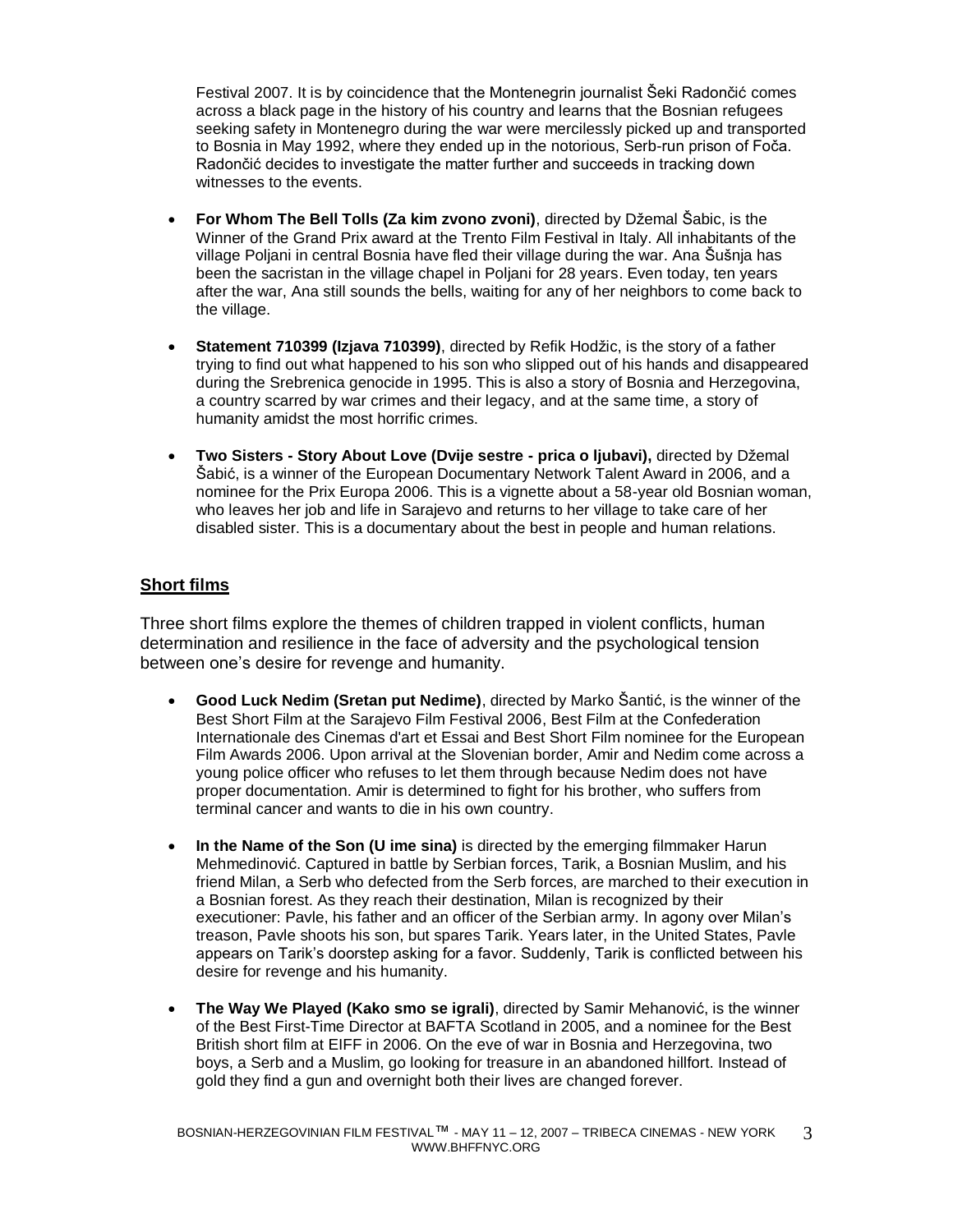Festival 2007. It is by coincidence that the Montenegrin journalist Šeki Radončić comes across a black page in the history of his country and learns that the Bosnian refugees seeking safety in Montenegro during the war were mercilessly picked up and transported to Bosnia in May 1992, where they ended up in the notorious, Serb-run prison of Foča. Radončić decides to investigate the matter further and succeeds in tracking down witnesses to the events.

- **For Whom The Bell Tolls (Za kim zvono zvoni)**, directed by Džemal Šabic, is the Winner of the Grand Prix award at the Trento Film Festival in Italy. All inhabitants of the village Poljani in central Bosnia have fled their village during the war. Ana Šušnja has been the sacristan in the village chapel in Poljani for 28 years. Even today, ten years after the war, Ana still sounds the bells, waiting for any of her neighbors to come back to the village.
- **Statement 710399 (Izjava 710399)**, directed by Refik Hodžic, is the story of a father trying to find out what happened to his son who slipped out of his hands and disappeared during the Srebrenica genocide in 1995. This is also a story of Bosnia and Herzegovina, a country scarred by war crimes and their legacy, and at the same time, a story of humanity amidst the most horrific crimes.
- **Two Sisters - Story About Love (Dvije sestre - prica o ljubavi),** directed by Džemal Šabić, is a winner of the European Documentary Network Talent Award in 2006, and a nominee for the Prix Europa 2006. This is a vignette about a 58-year old Bosnian woman, who leaves her job and life in Sarajevo and returns to her village to take care of her disabled sister. This is a documentary about the best in people and human relations.

## Short films

Three short films explore the themes of children trapped in violent conflicts, human determination and resilience in the face of adversity and the psychological tension between one's desire for revenge and humanity.

- **Good Luck Nedim (Sretan put Nedime)**, directed by Marko Šantić, is the winner of the Best Short Film at the Sarajevo Film Festival 2006, Best Film at the Confederation Internationale des Cinemas d'art et Essai and Best Short Film nominee for the European Film Awards 2006. Upon arrival at the Slovenian border, Amir and Nedim come across a young police officer who refuses to let them through because Nedim does not have proper documentation. Amir is determined to fight for his brother, who suffers from terminal cancer and wants to die in his own country.
- **In the Name of the Son (U ime sina)** is directed by the emerging filmmaker Harun Mehmedinović. Captured in battle by Serbian forces, Tarik, a Bosnian Muslim, and his friend Milan, a Serb who defected from the Serb forces, are marched to their execution in a Bosnian forest. As they reach their destination, Milan is recognized by their executioner: Pavle, his father and an officer of the Serbian army. In agony over Milan's treason, Pavle shoots his son, but spares Tarik. Years later, in the United States, Pavle appears on Tarik's doorstep asking for a favor. Suddenly, Tarik is conflicted between his desire for revenge and his humanity.
- **The Way We Played (Kako smo se igrali)**, directed by Samir Mehanović, is the winner of the Best First-Time Director at BAFTA Scotland in 2005, and a nominee for the Best British short film at EIFF in 2006. On the eve of war in Bosnia and Herzegovina, two boys, a Serb and a Muslim, go looking for treasure in an abandoned hillfort. Instead of gold they find a gun and overnight both their lives are changed forever.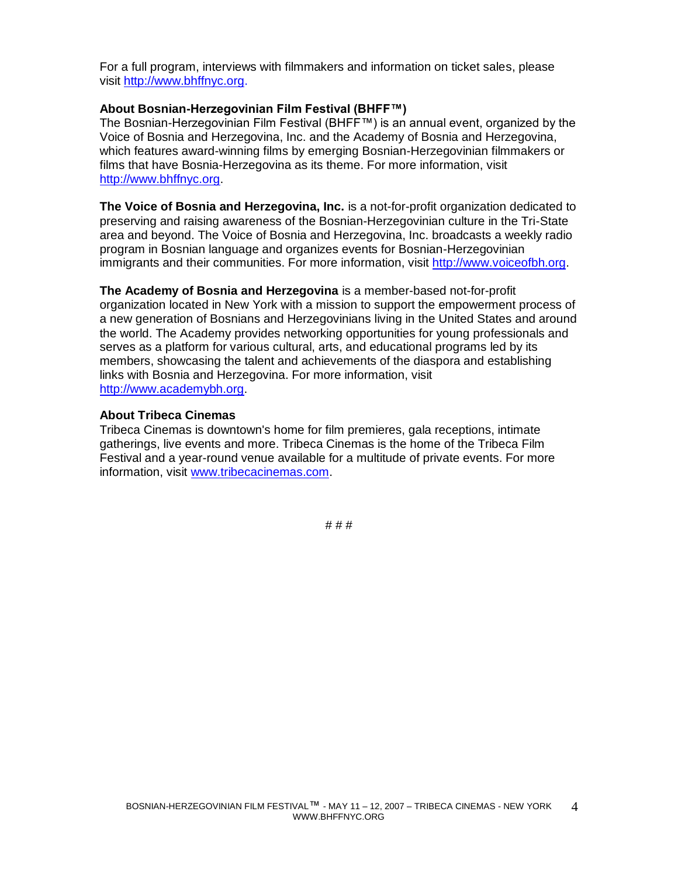For a full program, interviews with filmmakers and information on ticket sales, please visit http://www.bhffnyc.org.

**About Bosnian-Herzegovinian Film Festival (BHFF™)**

The Bosnian-Herzegovinian Film Festival (BHFF™) is an annual event, organized by the Voice of Bosnia and Herzegovina, Inc. and the Academy of Bosnia and Herzegovina, which features award-winning films by emerging Bosnian-Herzegovinian filmmakers or films that have Bosnia-Herzegovina as its theme. For more information, visit http://www.bhffnyc.org.

**The Voice of Bosnia and Herzegovina, Inc.** is a not-for-profit organization dedicated to preserving and raising awareness of the Bosnian-Herzegovinian culture in the Tri-State area and beyond. The Voice of Bosnia and Herzegovina, Inc. broadcasts a weekly radio program in Bosnian language and organizes events for Bosnian-Herzegovinian immigrants and their communities. For more information, visit http://www.voiceofbh.org.

**The Academy of Bosnia and Herzegovina** is a member-based not-for-profit organization located in New York with a mission to support the empowerment process of a new generation of Bosnians and Herzegovinians living in the United States and around the world. The Academy provides networking opportunities for young professionals and serves as a platform for various cultural, arts, and educational programs led by its members, showcasing the talent and achievements of the diaspora and establishing links with Bosnia and Herzegovina. For more information, visit http://www.academybh.org.

**About Tribeca Cinemas**

Tribeca Cinemas is downtown's home for film premieres, gala receptions, intimate gatherings, live events and more. Tribeca Cinemas is the home of the Tribeca Film Festival and a year-round venue available for a multitude of private events. For more information, visit www.tribecacinemas.com.

# # #